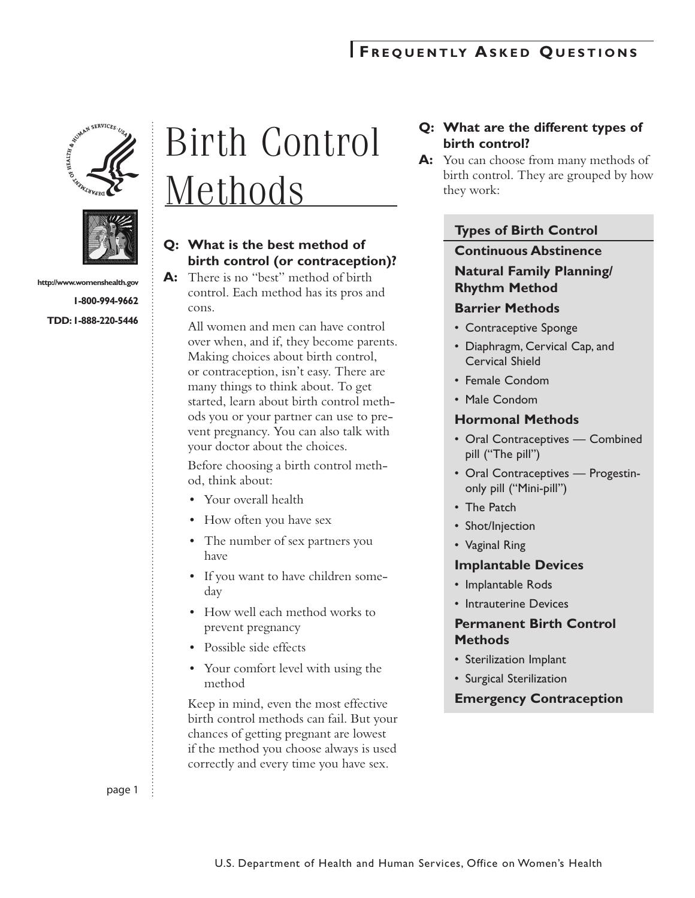# Birth Control Methods

http://www.womenshealth.gov

1-800-994-9662

TDD: 1-888-220-5446

**Q: What is the best method of birth control (or contraception)?**

**A:** There is no "best" method of birth control. Each method has its pros and cons.

All women and men can have control over when, and if, they become parents. Making choices about birth control, or contraception, isn't easy. There are many things to think about. To get started, learn about birth control methods you or your partner can use to prevent pregnancy. You can also talk with your doctor about the choices.

Before choosing a birth control method, think about:

- Your overall health
- How often you have sex
- The number of sex partners you have
- If you want to have children someday
- How well each method works to prevent pregnancy
- Possible side effects
- Your comfort level with using the method

Keep in mind, even the most effective birth control methods can fail. But your chances of getting pregnant are lowest if the method you choose always is used correctly and every time you have sex.

**Q: What are the different types of birth control?**

**A:** You can choose from many methods of birth control. They are grouped by how they work:

### Types of Birth Control

**Continuous Abstinence**

**Natural Family Planning/ Rhythm Method**

**Barrier Methods**

- Contraceptive Sponge
- Diaphragm, Cervical Cap, and Cervical Shield
- Female Condom
- Male Condom

**Hormonal Methods**

- Oral Contraceptives — Combined pill ("The pill")
- Oral Contraceptives — Progestin-only pill ("Mini-pill")
- The Patch
- Shot/Injection
- Vaginal Ring

**Implantable Devices**

- Implantable Rods
- Intrauterine Devices

**Permanent Birth Control Methods**

- Sterilization Implant
- Surgical Sterilization

**Emergency Contraception**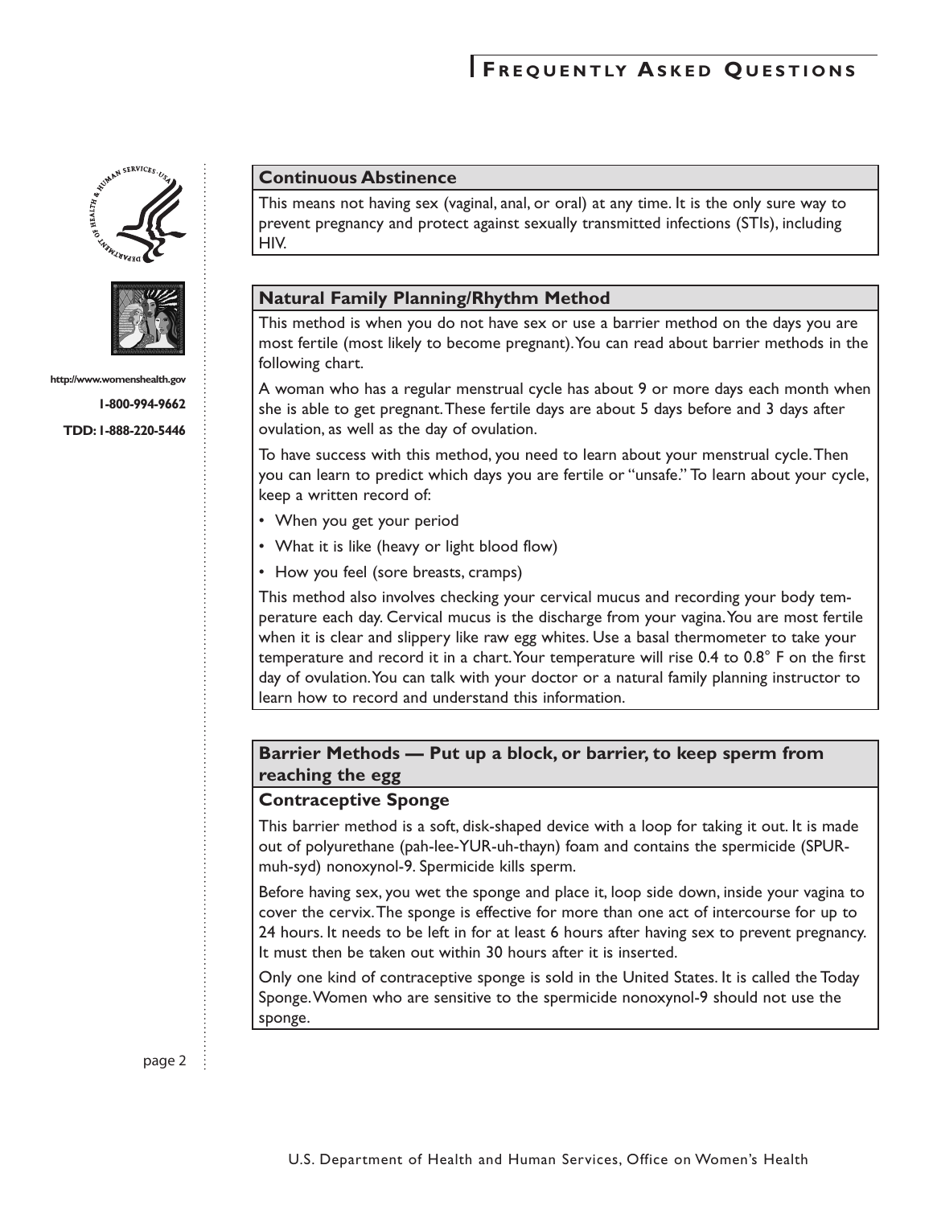### Continuous Abstinence

This means not having sex (vaginal, anal, or oral) at any time. It is the only sure way to prevent pregnancy and protect against sexually transmitted infections (STIs), including HIV.

### Natural Family Planning/Rhythm Method

This method is when you do not have sex or use a barrier method on the days you are most fertile (most likely to become pregnant). You can read about barrier methods in the following chart.

A woman who has a regular menstrual cycle has about 9 or more days each month when she is able to get pregnant. These fertile days are about 5 days before and 3 days after ovulation, as well as the day of ovulation.

To have success with this method, you need to learn about your menstrual cycle. Then you can learn to predict which days you are fertile or "unsafe." To learn about your cycle, keep a written record of:

- When you get your period
- What it is like (heavy or light blood flow)
- How you feel (sore breasts, cramps)

This method also involves checking your cervical mucus and recording your body temperature each day. Cervical mucus is the discharge from your vagina. You are most fertile when it is clear and slippery like raw egg whites. Use a basal thermometer to take your temperature and record it in a chart. Your temperature will rise 0.4 to 0.8° F on the first day of ovulation. You can talk with your doctor or a natural family planning instructor to learn how to record and understand this information.

### Barrier Methods — Put up a block, or barrier, to keep sperm from reaching the egg

#### Contraceptive Sponge

This barrier method is a soft, disk-shaped device with a loop for taking it out. It is made out of polyurethane (pah-lee-YUR-uh-thayn) foam and contains the spermicide (SPUR-muh-syd) nonoxynol-9. Spermicide kills sperm.

Before having sex, you wet the sponge and place it, loop side down, inside your vagina to cover the cervix. The sponge is effective for more than one act of intercourse for up to 24 hours. It needs to be left in for at least 6 hours after having sex to prevent pregnancy. It must then be taken out within 30 hours after it is inserted.

Only one kind of contraceptive sponge is sold in the United States. It is called the Today Sponge. Women who are sensitive to the spermicide nonoxynol-9 should not use the sponge.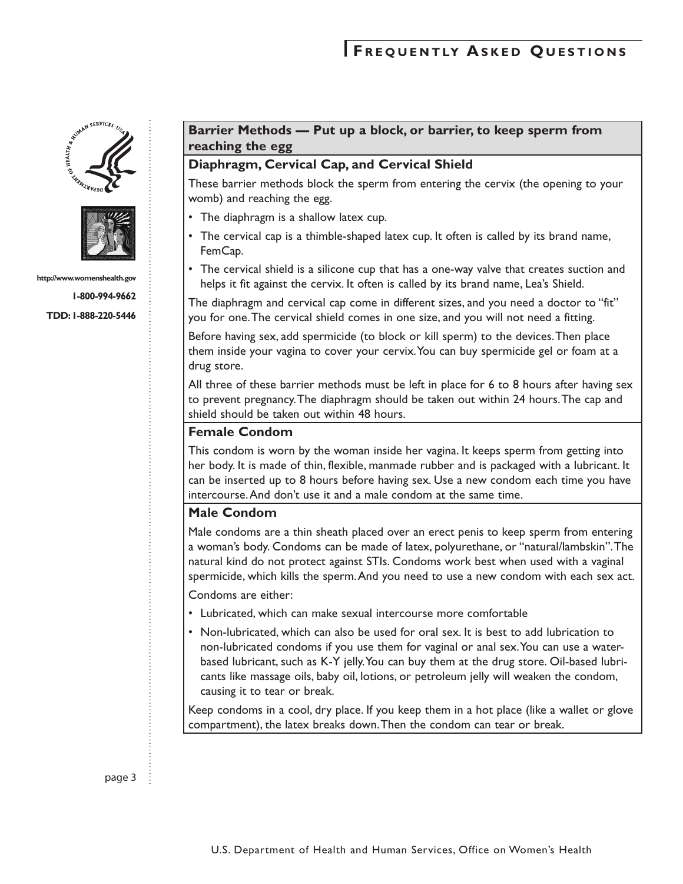## Barrier Methods — Put up a block, or barrier, to keep sperm from reaching the egg

### Diaphragm, Cervical Cap, and Cervical Shield

These barrier methods block the sperm from entering the cervix (the opening to your womb) and reaching the egg.

- The diaphragm is a shallow latex cup.
- The cervical cap is a thimble-shaped latex cup. It often is called by its brand name, FemCap.
- The cervical shield is a silicone cup that has a one-way valve that creates suction and helps it fit against the cervix. It often is called by its brand name, Lea's Shield.

The diaphragm and cervical cap come in different sizes, and you need a doctor to "fit" you for one. The cervical shield comes in one size, and you will not need a fitting.

Before having sex, add spermicide (to block or kill sperm) to the devices. Then place them inside your vagina to cover your cervix. You can buy spermicide gel or foam at a drug store.

All three of these barrier methods must be left in place for 6 to 8 hours after having sex to prevent pregnancy. The diaphragm should be taken out within 24 hours. The cap and shield should be taken out within 48 hours.

### Female Condom

This condom is worn by the woman inside her vagina. It keeps sperm from getting into her body. It is made of thin, flexible, manmade rubber and is packaged with a lubricant. It can be inserted up to 8 hours before having sex. Use a new condom each time you have intercourse. And don't use it and a male condom at the same time.

### Male Condom

Male condoms are a thin sheath placed over an erect penis to keep sperm from entering a woman's body. Condoms can be made of latex, polyurethane, or "natural/lambskin". The natural kind do not protect against STIs. Condoms work best when used with a vaginal spermicide, which kills the sperm. And you need to use a new condom with each sex act.

Condoms are either:

- Lubricated, which can make sexual intercourse more comfortable
- Non-lubricated, which can also be used for oral sex. It is best to add lubrication to non-lubricated condoms if you use them for vaginal or anal sex. You can use a water-based lubricant, such as K-Y jelly. You can buy them at the drug store. Oil-based lubricants like massage oils, baby oil, lotions, or petroleum jelly will weaken the condom, causing it to tear or break.

Keep condoms in a cool, dry place. If you keep them in a hot place (like a wallet or glove compartment), the latex breaks down. Then the condom can tear or break.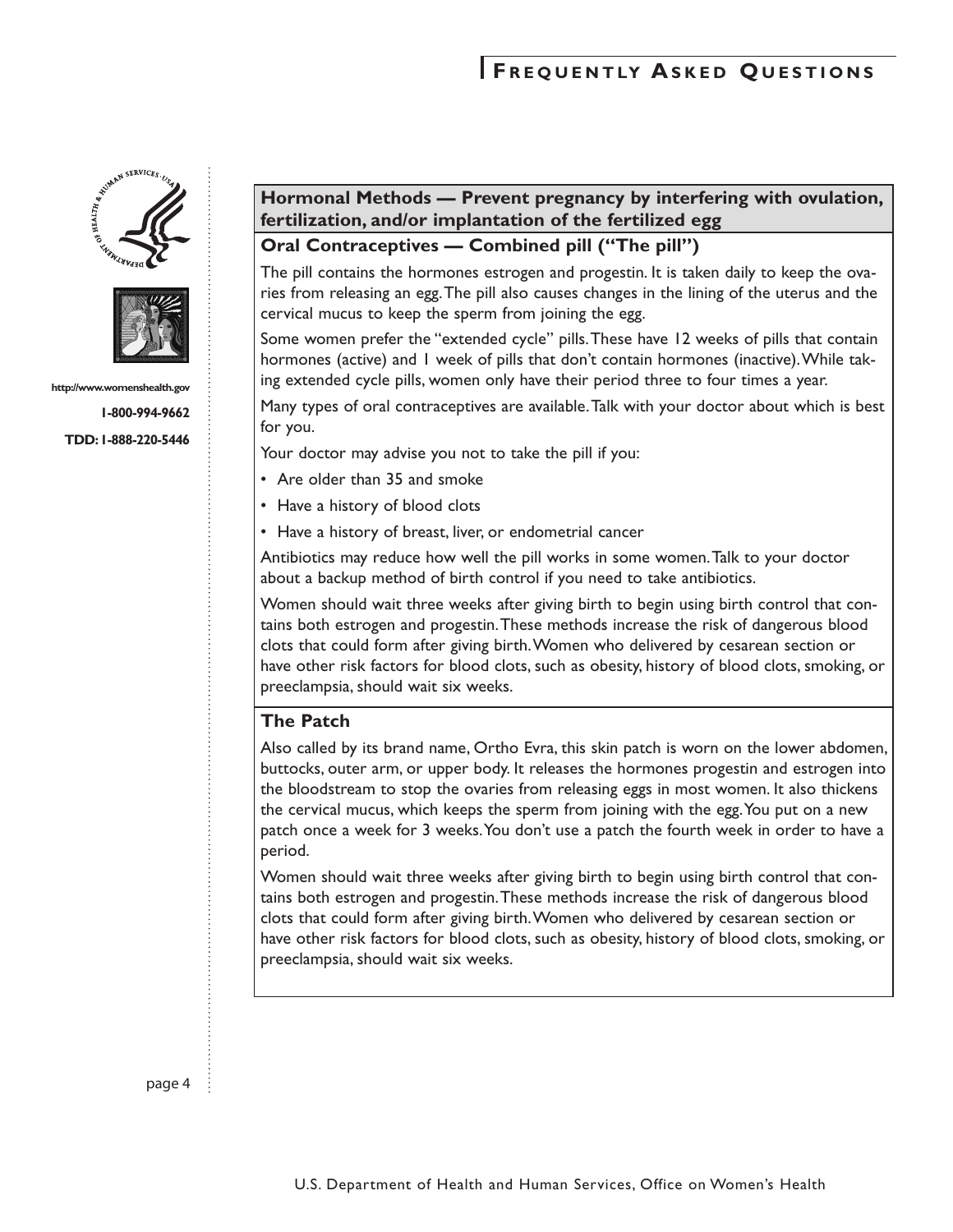## Hormonal Methods — Prevent pregnancy by interfering with ovulation, fertilization, and/or implantation of the fertilized egg

### Oral Contraceptives — Combined pill ("The pill")

The pill contains the hormones estrogen and progestin. It is taken daily to keep the ovaries from releasing an egg. The pill also causes changes in the lining of the uterus and the cervical mucus to keep the sperm from joining the egg.

Some women prefer the "extended cycle" pills. These have 12 weeks of pills that contain hormones (active) and 1 week of pills that don't contain hormones (inactive). While taking extended cycle pills, women only have their period three to four times a year.

Many types of oral contraceptives are available. Talk with your doctor about which is best for you.

Your doctor may advise you not to take the pill if you:

- Are older than 35 and smoke
- Have a history of blood clots
- Have a history of breast, liver, or endometrial cancer

Antibiotics may reduce how well the pill works in some women. Talk to your doctor about a backup method of birth control if you need to take antibiotics.

Women should wait three weeks after giving birth to begin using birth control that contains both estrogen and progestin. These methods increase the risk of dangerous blood clots that could form after giving birth. Women who delivered by cesarean section or have other risk factors for blood clots, such as obesity, history of blood clots, smoking, or preeclampsia, should wait six weeks.

### The Patch

Also called by its brand name, Ortho Evra, this skin patch is worn on the lower abdomen, buttocks, outer arm, or upper body. It releases the hormones progestin and estrogen into the bloodstream to stop the ovaries from releasing eggs in most women. It also thickens the cervical mucus, which keeps the sperm from joining with the egg. You put on a new patch once a week for 3 weeks. You don't use a patch the fourth week in order to have a period.

Women should wait three weeks after giving birth to begin using birth control that contains both estrogen and progestin. These methods increase the risk of dangerous blood clots that could form after giving birth. Women who delivered by cesarean section or have other risk factors for blood clots, such as obesity, history of blood clots, smoking, or preeclampsia, should wait six weeks.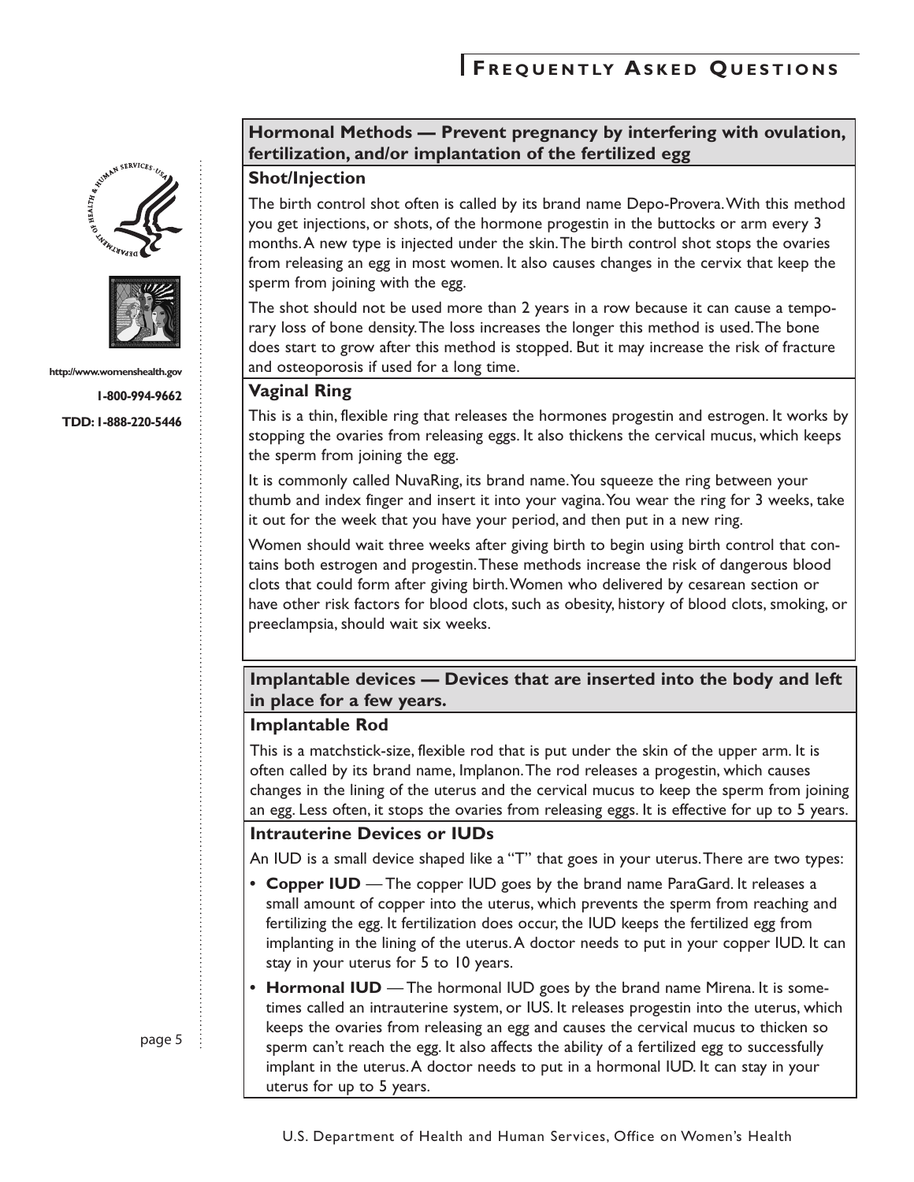## Hormonal Methods — Prevent pregnancy by interfering with ovulation, fertilization, and/or implantation of the fertilized egg

### Shot/Injection

The birth control shot often is called by its brand name Depo-Provera. With this method you get injections, or shots, of the hormone progestin in the buttocks or arm every 3 months. A new type is injected under the skin. The birth control shot stops the ovaries from releasing an egg in most women. It also causes changes in the cervix that keep the sperm from joining with the egg.

The shot should not be used more than 2 years in a row because it can cause a temporary loss of bone density. The loss increases the longer this method is used. The bone does start to grow after this method is stopped. But it may increase the risk of fracture and osteoporosis if used for a long time.

### Vaginal Ring

This is a thin, flexible ring that releases the hormones progestin and estrogen. It works by stopping the ovaries from releasing eggs. It also thickens the cervical mucus, which keeps the sperm from joining the egg.

It is commonly called NuvaRing, its brand name. You squeeze the ring between your thumb and index finger and insert it into your vagina. You wear the ring for 3 weeks, take it out for the week that you have your period, and then put in a new ring.

Women should wait three weeks after giving birth to begin using birth control that contains both estrogen and progestin. These methods increase the risk of dangerous blood clots that could form after giving birth. Women who delivered by cesarean section or have other risk factors for blood clots, such as obesity, history of blood clots, smoking, or preeclampsia, should wait six weeks.

## Implantable devices — Devices that are inserted into the body and left in place for a few years.

### Implantable Rod

This is a matchstick-size, flexible rod that is put under the skin of the upper arm. It is often called by its brand name, Implanon. The rod releases a progestin, which causes changes in the lining of the uterus and the cervical mucus to keep the sperm from joining an egg. Less often, it stops the ovaries from releasing eggs. It is effective for up to 5 years.

### Intrauterine Devices or IUDs

An IUD is a small device shaped like a "T" that goes in your uterus. There are two types:

- **Copper IUD** — The copper IUD goes by the brand name ParaGard. It releases a small amount of copper into the uterus, which prevents the sperm from reaching and fertilizing the egg. It fertilization does occur, the IUD keeps the fertilized egg from implanting in the lining of the uterus. A doctor needs to put in your copper IUD. It can stay in your uterus for 5 to 10 years.
- **Hormonal IUD** — The hormonal IUD goes by the brand name Mirena. It is sometimes called an intrauterine system, or IUS. It releases progestin into the uterus, which keeps the ovaries from releasing an egg and causes the cervical mucus to thicken so sperm can't reach the egg. It also affects the ability of a fertilized egg to successfully implant in the uterus. A doctor needs to put in a hormonal IUD. It can stay in your uterus for up to 5 years.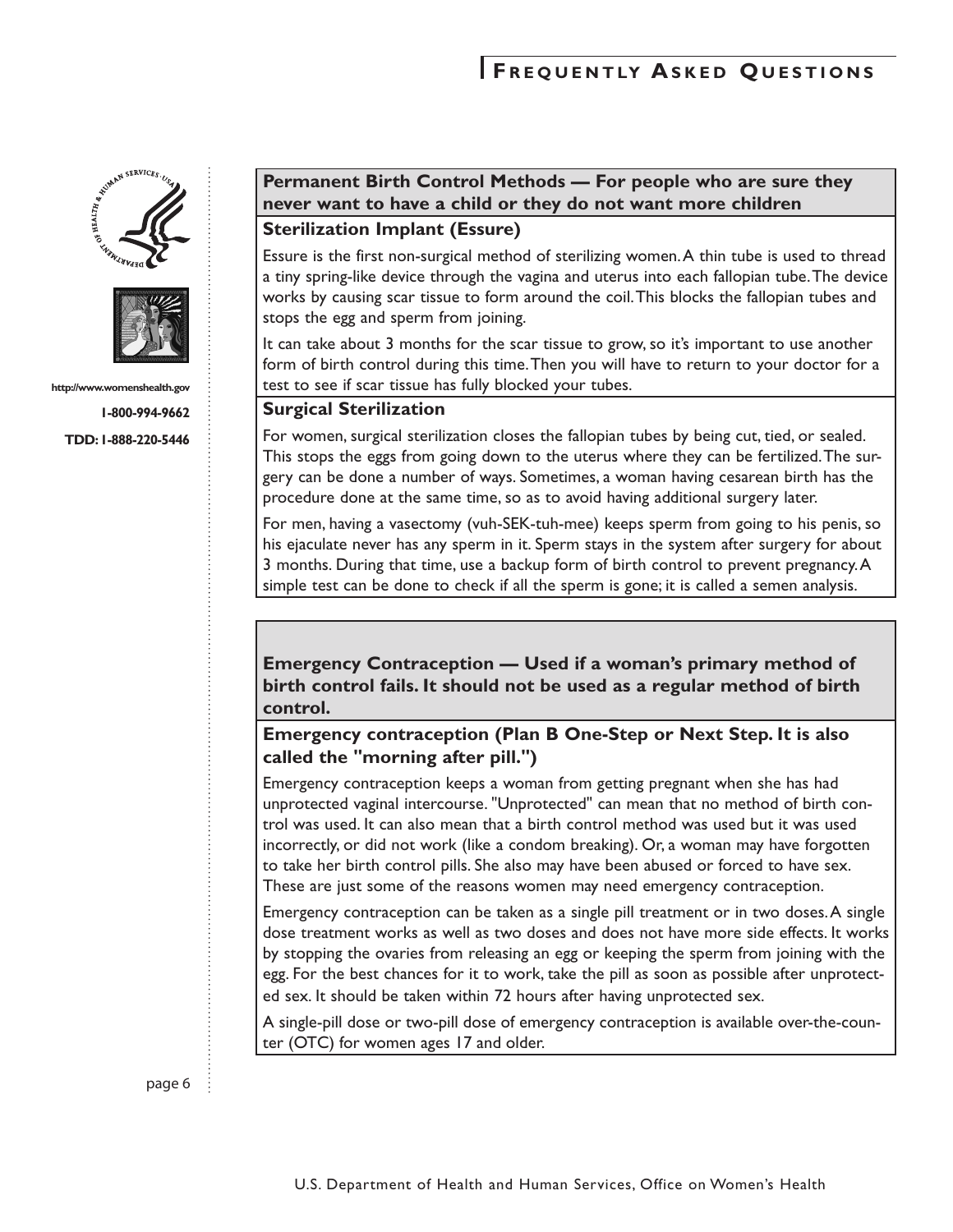## Permanent Birth Control Methods — For people who are sure they never want to have a child or they do not want more children

### Sterilization Implant (Essure)

Essure is the first non-surgical method of sterilizing women. A thin tube is used to thread a tiny spring-like device through the vagina and uterus into each fallopian tube. The device works by causing scar tissue to form around the coil. This blocks the fallopian tubes and stops the egg and sperm from joining.

It can take about 3 months for the scar tissue to grow, so it's important to use another form of birth control during this time. Then you will have to return to your doctor for a test to see if scar tissue has fully blocked your tubes.

### Surgical Sterilization

For women, surgical sterilization closes the fallopian tubes by being cut, tied, or sealed. This stops the eggs from going down to the uterus where they can be fertilized. The surgery can be done a number of ways. Sometimes, a woman having cesarean birth has the procedure done at the same time, so as to avoid having additional surgery later.

For men, having a vasectomy (vuh-SEK-tuh-mee) keeps sperm from going to his penis, so his ejaculate never has any sperm in it. Sperm stays in the system after surgery for about 3 months. During that time, use a backup form of birth control to prevent pregnancy. A simple test can be done to check if all the sperm is gone; it is called a semen analysis.

## Emergency Contraception — Used if a woman's primary method of birth control fails. It should not be used as a regular method of birth control.

### Emergency contraception (Plan B One-Step or Next Step. It is also called the "morning after pill.")

Emergency contraception keeps a woman from getting pregnant when she has had unprotected vaginal intercourse. "Unprotected" can mean that no method of birth control was used. It can also mean that a birth control method was used but it was used incorrectly, or did not work (like a condom breaking). Or, a woman may have forgotten to take her birth control pills. She also may have been abused or forced to have sex. These are just some of the reasons women may need emergency contraception.

Emergency contraception can be taken as a single pill treatment or in two doses. A single dose treatment works as well as two doses and does not have more side effects. It works by stopping the ovaries from releasing an egg or keeping the sperm from joining with the egg. For the best chances for it to work, take the pill as soon as possible after unprotected sex. It should be taken within 72 hours after having unprotected sex.

A single-pill dose or two-pill dose of emergency contraception is available over-the-counter (OTC) for women ages 17 and older.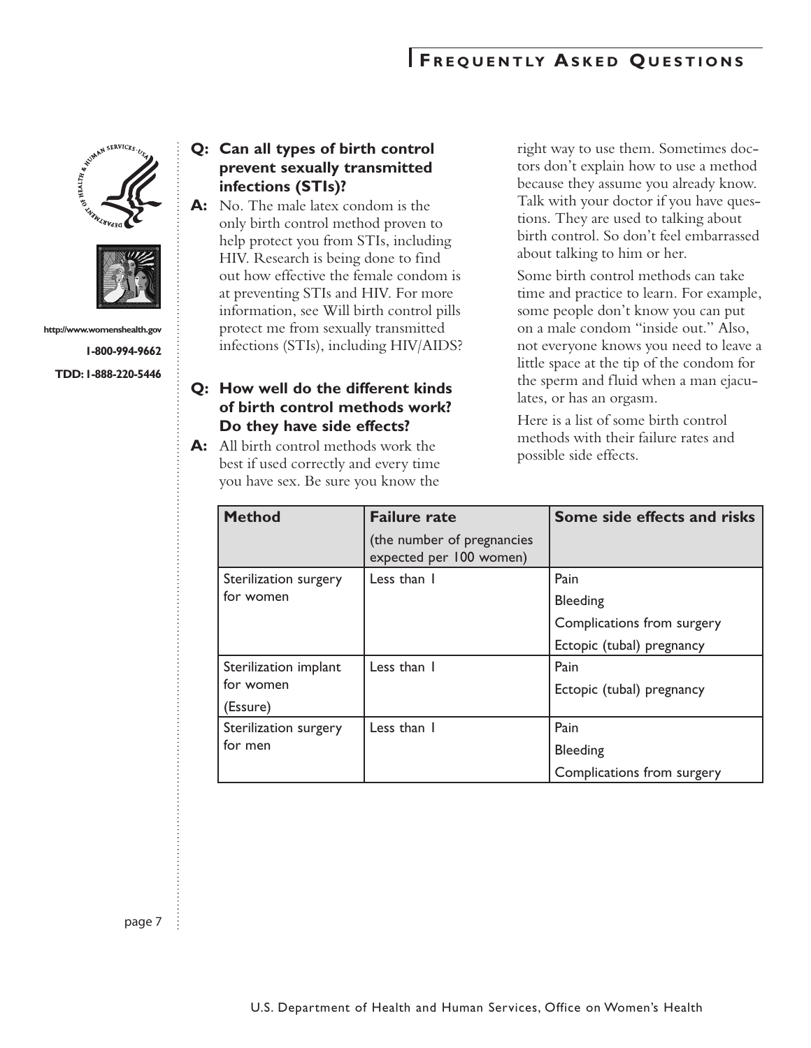**Q: Can all types of birth control prevent sexually transmitted infections (STIs)?**

**A:** No. The male latex condom is the only birth control method proven to help protect you from STIs, including HIV. Research is being done to find out how effective the female condom is at preventing STIs and HIV. For more information, see Will birth control pills protect me from sexually transmitted infections (STIs), including HIV/AIDS?

**Q: How well do the different kinds of birth control methods work? Do they have side effects?**

**A:** All birth control methods work the best if used correctly and every time you have sex. Be sure you know the right way to use them. Sometimes doctors don't explain how to use a method because they assume you already know. Talk with your doctor if you have questions. They are used to talking about birth control. So don't feel embarrassed about talking to him or her.

Some birth control methods can take time and practice to learn. For example, some people don't know you can put on a male condom "inside out." Also, not everyone knows you need to leave a little space at the tip of the condom for the sperm and fluid when a man ejaculates, or has an orgasm.

Here is a list of some birth control methods with their failure rates and possible side effects.

| Method | Failure rate (the number of pregnancies expected per 100 women) | Some side effects and risks |
|---|---|---|
| Sterilization surgery for women | Less than 1 | Pain<br>Bleeding<br>Complications from surgery<br>Ectopic (tubal) pregnancy |
| Sterilization implant for women (Essure) | Less than 1 | Pain<br>Ectopic (tubal) pregnancy |
| Sterilization surgery for men | Less than 1 | Pain<br>Bleeding<br>Complications from surgery |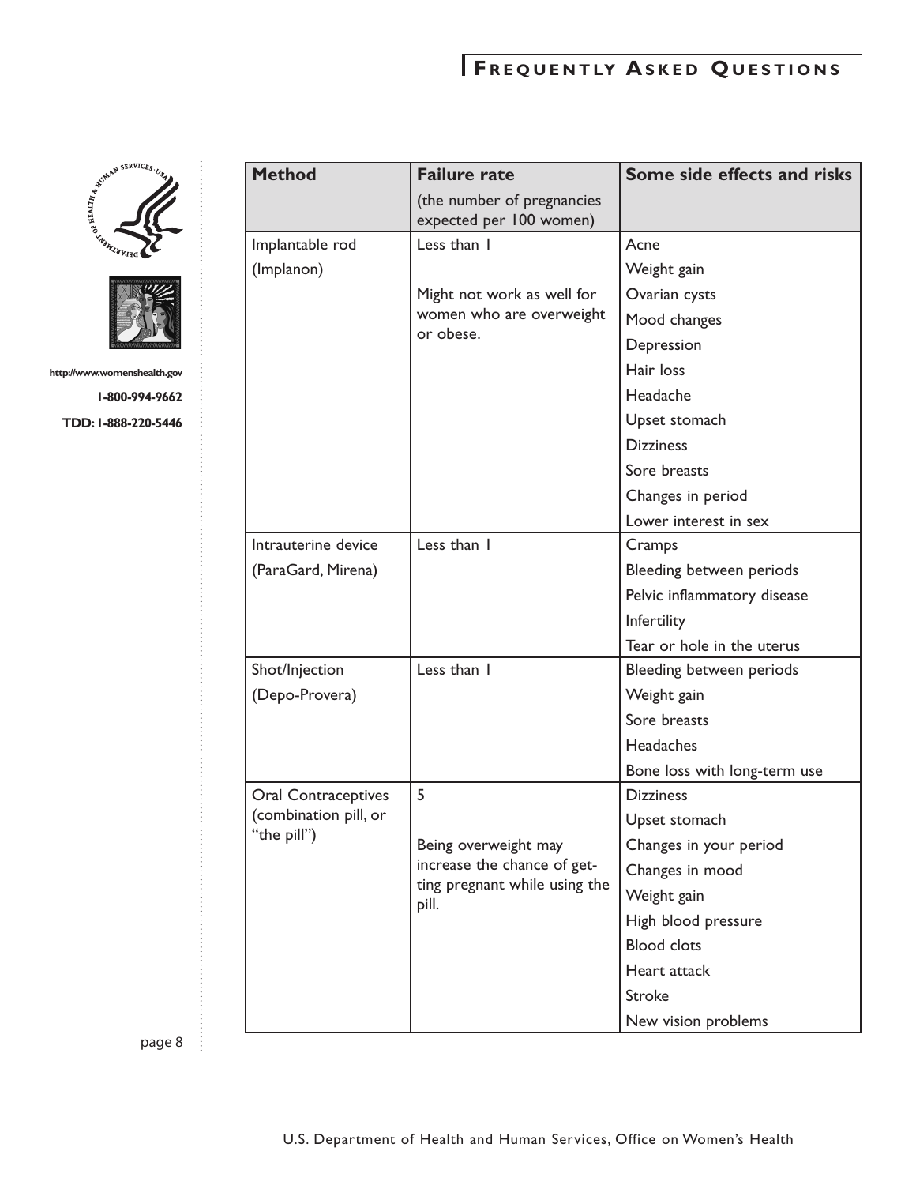| Method | Failure rate (the number of pregnancies expected per 100 women) | Some side effects and risks |
|---|---|---|
| Implantable rod (Implanon) | Less than 1<br><br>Might not work as well for women who are overweight or obese. | Acne<br>Weight gain<br>Ovarian cysts<br>Mood changes<br>Depression<br>Hair loss<br>Headache<br>Upset stomach<br>Dizziness<br>Sore breasts<br>Changes in period<br>Lower interest in sex |
| Intrauterine device (ParaGard, Mirena) | Less than 1 | Cramps<br>Bleeding between periods<br>Pelvic inflammatory disease<br>Infertility<br>Tear or hole in the uterus |
| Shot/Injection (Depo-Provera) | Less than 1 | Bleeding between periods<br>Weight gain<br>Sore breasts<br>Headaches<br>Bone loss with long-term use |
| Oral Contraceptives (combination pill, or "the pill") | 5<br><br>Being overweight may increase the chance of getting pregnant while using the pill. | Dizziness<br>Upset stomach<br>Changes in your period<br>Changes in mood<br>Weight gain<br>High blood pressure<br>Blood clots<br>Heart attack<br>Stroke<br>New vision problems |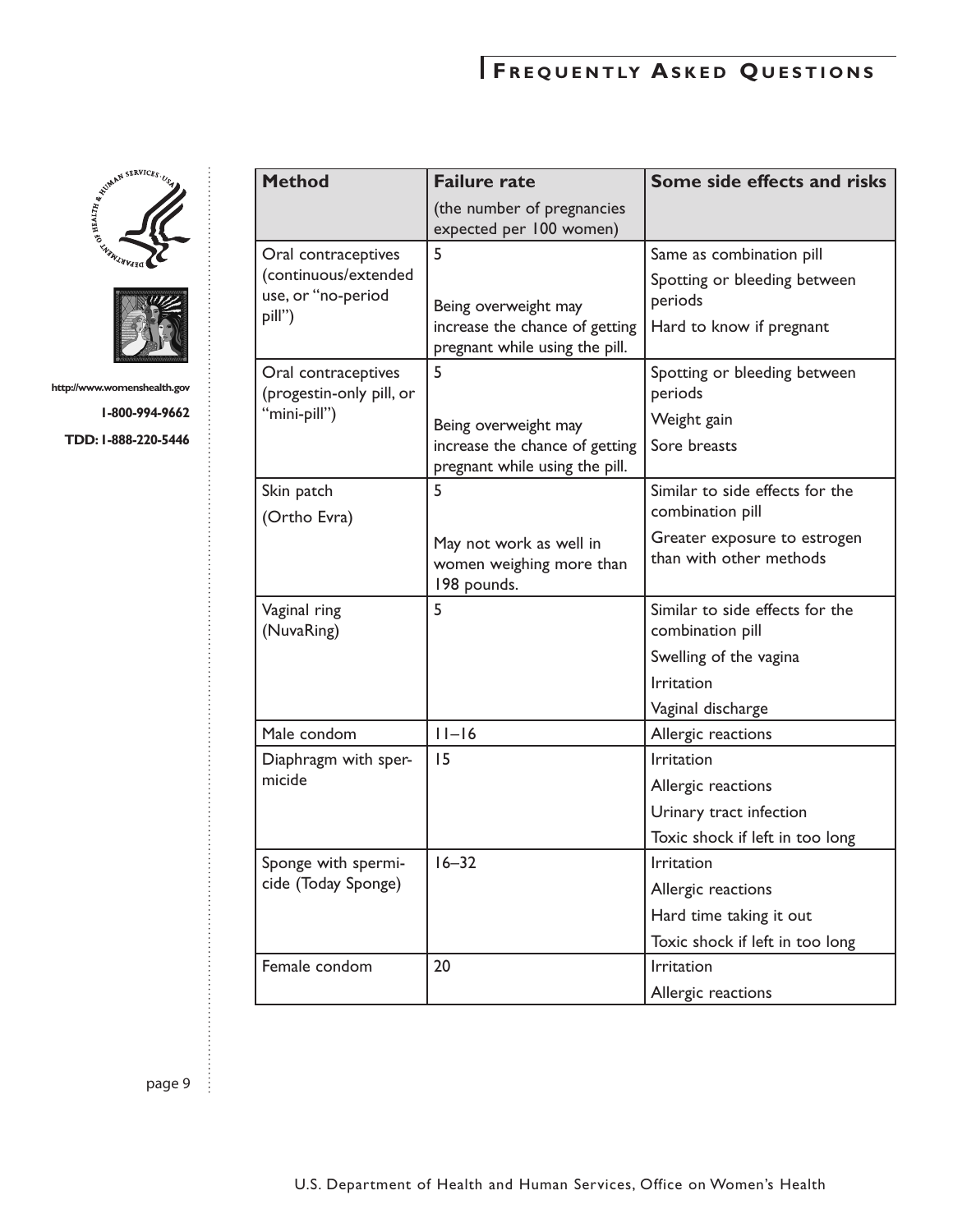| Method | Failure rate (the number of pregnancies expected per 100 women) | Some side effects and risks |
|---|---|---|
| Oral contraceptives (continuous/extended use, or "no-period pill") | 5<br><br>Being overweight may increase the chance of getting pregnant while using the pill. | Same as combination pill<br>Spotting or bleeding between periods<br>Hard to know if pregnant |
| Oral contraceptives (progestin-only pill, or "mini-pill") | 5<br><br>Being overweight may increase the chance of getting pregnant while using the pill. | Spotting or bleeding between periods<br>Weight gain<br>Sore breasts |
| Skin patch (Ortho Evra) | 5<br><br>May not work as well in women weighing more than 198 pounds. | Similar to side effects for the combination pill<br>Greater exposure to estrogen than with other methods |
| Vaginal ring (NuvaRing) | 5 | Similar to side effects for the combination pill<br>Swelling of the vagina<br>Irritation<br>Vaginal discharge |
| Male condom | 11–16 | Allergic reactions |
| Diaphragm with spermicide | 15 | Irritation<br>Allergic reactions<br>Urinary tract infection<br>Toxic shock if left in too long |
| Sponge with spermicide (Today Sponge) | 16–32 | Irritation<br>Allergic reactions<br>Hard time taking it out<br>Toxic shock if left in too long |
| Female condom | 20 | Irritation<br>Allergic reactions |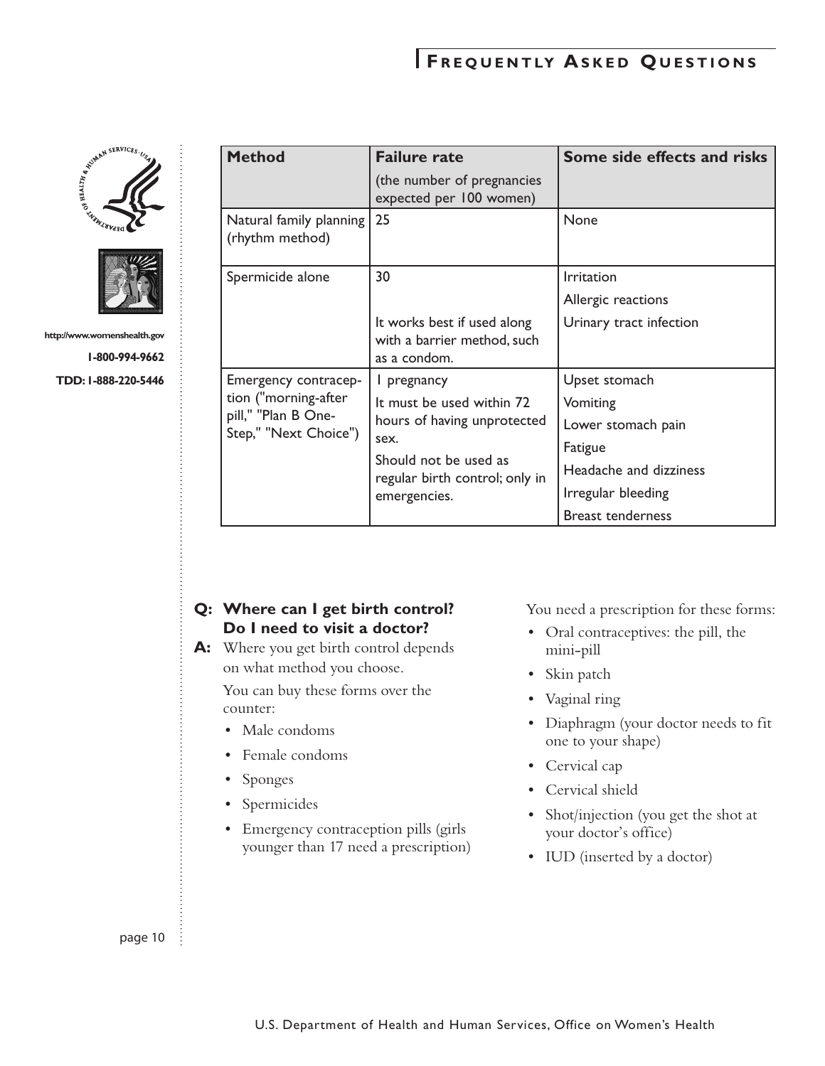| Method | Failure rate (the number of pregnancies expected per 100 women) | Some side effects and risks |
| --- | --- | --- |
| Natural family planning (rhythm method) | 25 | None |
| Spermicide alone | 30<br><br>It works best if used along with a barrier method, such as a condom. | Irritation<br>Allergic reactions<br>Urinary tract infection |
| Emergency contraception ("morning-after pill," "Plan B One-Step," "Next Choice") | 1 pregnancy<br>It must be used within 72 hours of having unprotected sex.<br>Should not be used as regular birth control; only in emergencies. | Upset stomach<br>Vomiting<br>Lower stomach pain<br>Fatigue<br>Headache and dizziness<br>Irregular bleeding<br>Breast tenderness |

**Q: Where can I get birth control? Do I need to visit a doctor?**

**A:** Where you get birth control depends on what method you choose.

You can buy these forms over the counter:

- Male condoms
- Female condoms
- Sponges
- Spermicides
- Emergency contraception pills (girls younger than 17 need a prescription)

You need a prescription for these forms:

- Oral contraceptives: the pill, the mini-pill
- Skin patch
- Vaginal ring
- Diaphragm (your doctor needs to fit one to your shape)
- Cervical cap
- Cervical shield
- Shot/injection (you get the shot at your doctor's office)
- IUD (inserted by a doctor)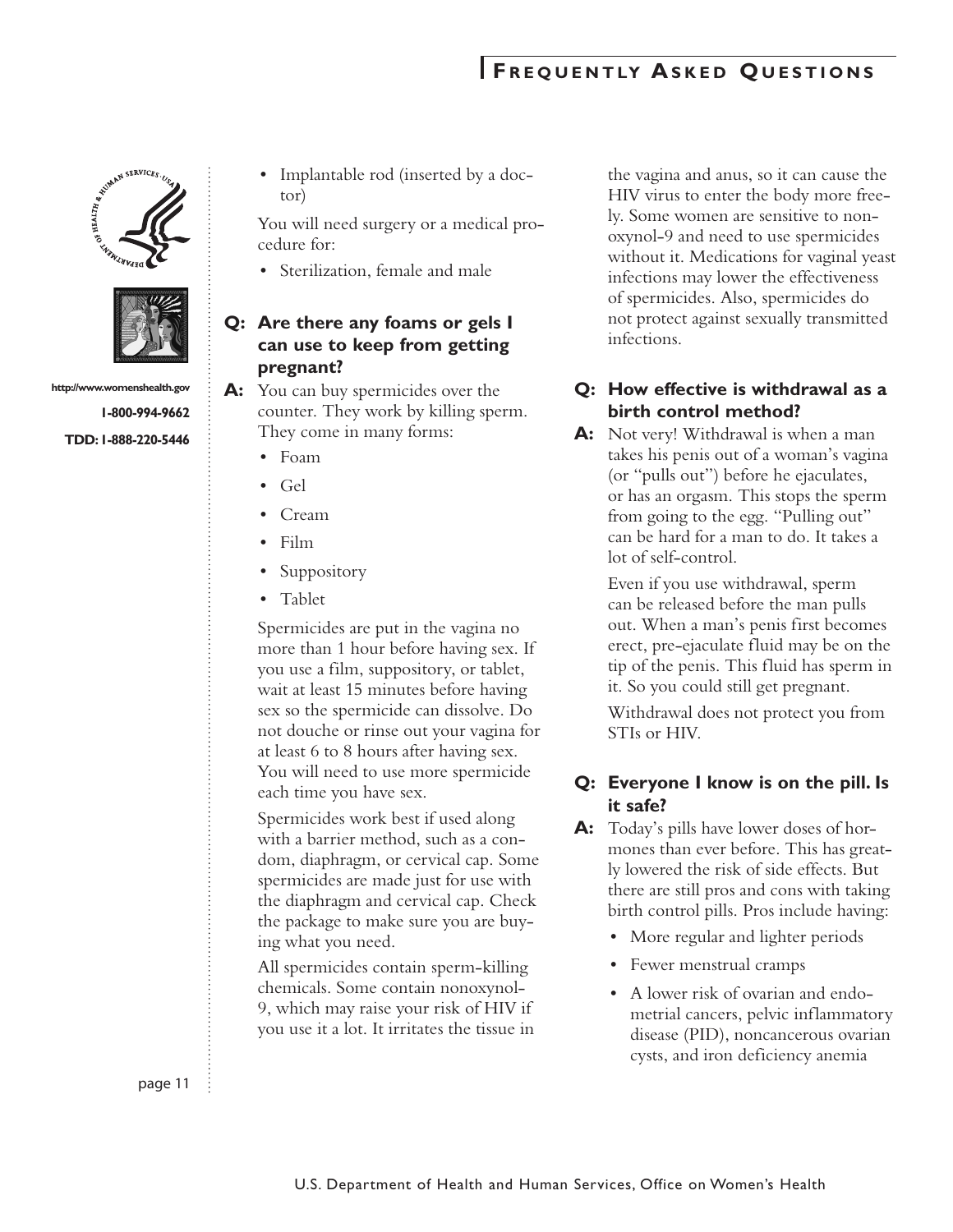- Implantable rod (inserted by a doctor)

You will need surgery or a medical procedure for:

- Sterilization, female and male

**Q: Are there any foams or gels I can use to keep from getting pregnant?**

**A:** You can buy spermicides over the counter. They work by killing sperm. They come in many forms:

- Foam
- Gel
- Cream
- Film
- Suppository
- Tablet

Spermicides are put in the vagina no more than 1 hour before having sex. If you use a film, suppository, or tablet, wait at least 15 minutes before having sex so the spermicide can dissolve. Do not douche or rinse out your vagina for at least 6 to 8 hours after having sex. You will need to use more spermicide each time you have sex.

Spermicides work best if used along with a barrier method, such as a condom, diaphragm, or cervical cap. Some spermicides are made just for use with the diaphragm and cervical cap. Check the package to make sure you are buying what you need.

All spermicides contain sperm-killing chemicals. Some contain nonoxynol-9, which may raise your risk of HIV if you use it a lot. It irritates the tissue in the vagina and anus, so it can cause the HIV virus to enter the body more freely. Some women are sensitive to nonoxynol-9 and need to use spermicides without it. Medications for vaginal yeast infections may lower the effectiveness of spermicides. Also, spermicides do not protect against sexually transmitted infections.

**Q: How effective is withdrawal as a birth control method?**

**A:** Not very! Withdrawal is when a man takes his penis out of a woman's vagina (or "pulls out") before he ejaculates, or has an orgasm. This stops the sperm from going to the egg. "Pulling out" can be hard for a man to do. It takes a lot of self-control.

Even if you use withdrawal, sperm can be released before the man pulls out. When a man's penis first becomes erect, pre-ejaculate fluid may be on the tip of the penis. This fluid has sperm in it. So you could still get pregnant.

Withdrawal does not protect you from STIs or HIV.

**Q: Everyone I know is on the pill. Is it safe?**

**A:** Today's pills have lower doses of hormones than ever before. This has greatly lowered the risk of side effects. But there are still pros and cons with taking birth control pills. Pros include having:

- More regular and lighter periods
- Fewer menstrual cramps
- A lower risk of ovarian and endometrial cancers, pelvic inflammatory disease (PID), noncancerous ovarian cysts, and iron deficiency anemia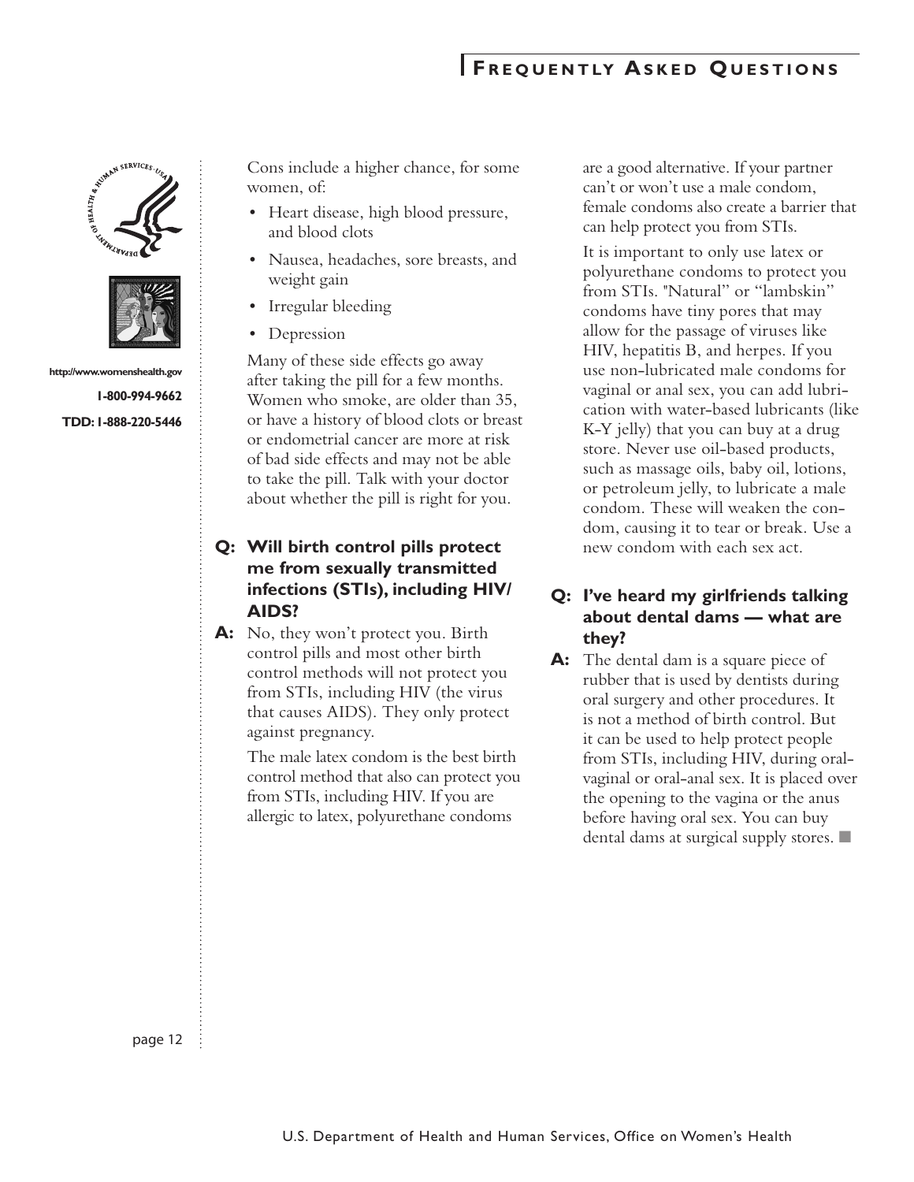Cons include a higher chance, for some women, of:

- Heart disease, high blood pressure, and blood clots
- Nausea, headaches, sore breasts, and weight gain
- Irregular bleeding
- Depression

Many of these side effects go away after taking the pill for a few months. Women who smoke, are older than 35, or have a history of blood clots or breast or endometrial cancer are more at risk of bad side effects and may not be able to take the pill. Talk with your doctor about whether the pill is right for you.

**Q: Will birth control pills protect me from sexually transmitted infections (STIs), including HIV/AIDS?**

**A:** No, they won't protect you. Birth control pills and most other birth control methods will not protect you from STIs, including HIV (the virus that causes AIDS). They only protect against pregnancy.

The male latex condom is the best birth control method that also can protect you from STIs, including HIV. If you are allergic to latex, polyurethane condoms are a good alternative. If your partner can't or won't use a male condom, female condoms also create a barrier that can help protect you from STIs.

It is important to only use latex or polyurethane condoms to protect you from STIs. "Natural" or "lambskin" condoms have tiny pores that may allow for the passage of viruses like HIV, hepatitis B, and herpes. If you use non-lubricated male condoms for vaginal or anal sex, you can add lubrication with water-based lubricants (like K-Y jelly) that you can buy at a drug store. Never use oil-based products, such as massage oils, baby oil, lotions, or petroleum jelly, to lubricate a male condom. These will weaken the condom, causing it to tear or break. Use a new condom with each sex act.

**Q: I've heard my girlfriends talking about dental dams — what are they?**

**A:** The dental dam is a square piece of rubber that is used by dentists during oral surgery and other procedures. It is not a method of birth control. But it can be used to help protect people from STIs, including HIV, during oral-vaginal or oral-anal sex. It is placed over the opening to the vagina or the anus before having oral sex. You can buy dental dams at surgical supply stores. ■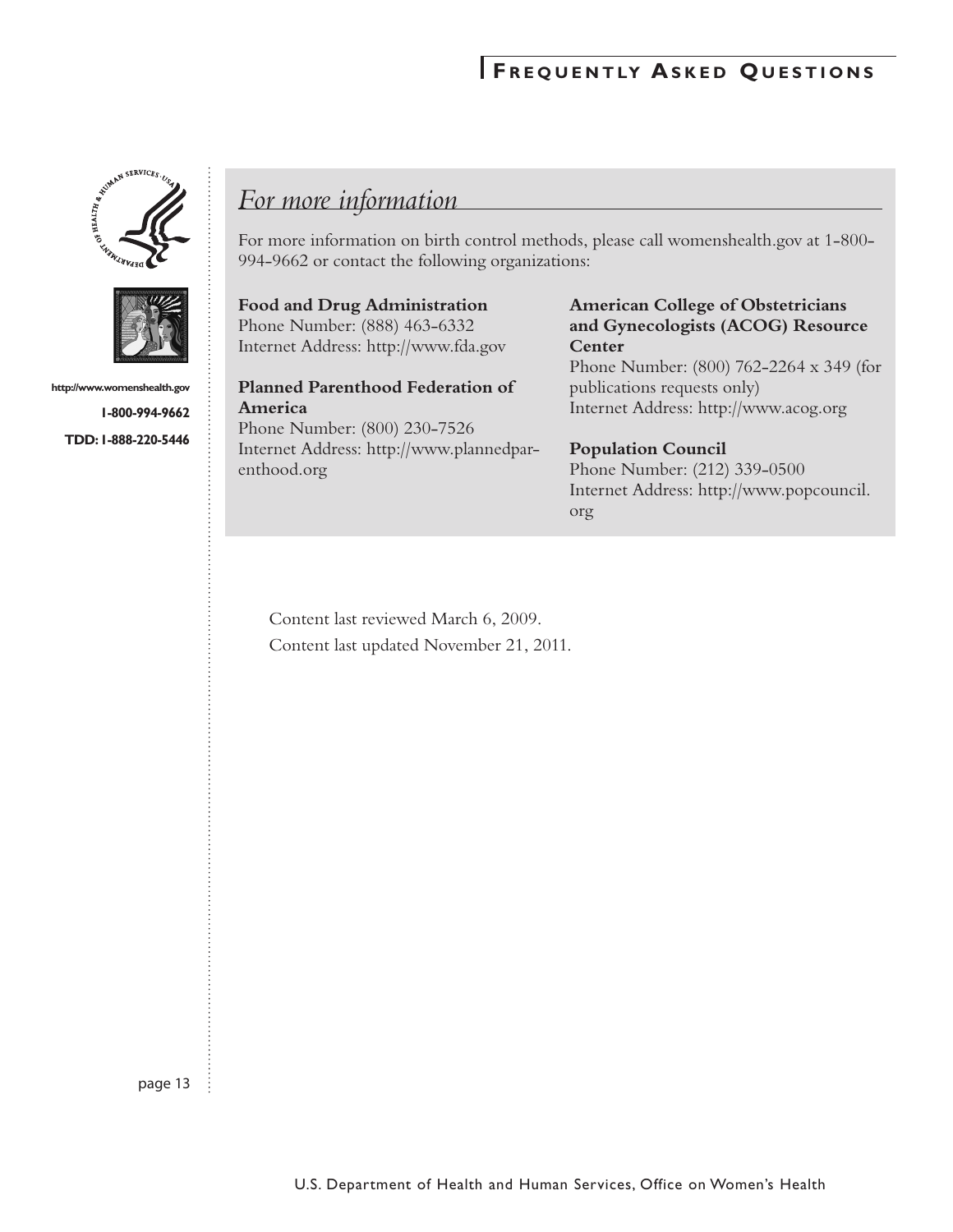## *For more information*

For more information on birth control methods, please call womenshealth.gov at 1-800-994-9662 or contact the following organizations:

**Food and Drug Administration**
Phone Number: (888) 463-6332
Internet Address: http://www.fda.gov

**Planned Parenthood Federation of America**
Phone Number: (800) 230-7526
Internet Address: http://www.plannedparenthood.org

**American College of Obstetricians and Gynecologists (ACOG) Resource Center**
Phone Number: (800) 762-2264 x 349 (for publications requests only)
Internet Address: http://www.acog.org

**Population Council**
Phone Number: (212) 339-0500
Internet Address: http://www.popcouncil.org

Content last reviewed March 6, 2009.
Content last updated November 21, 2011.